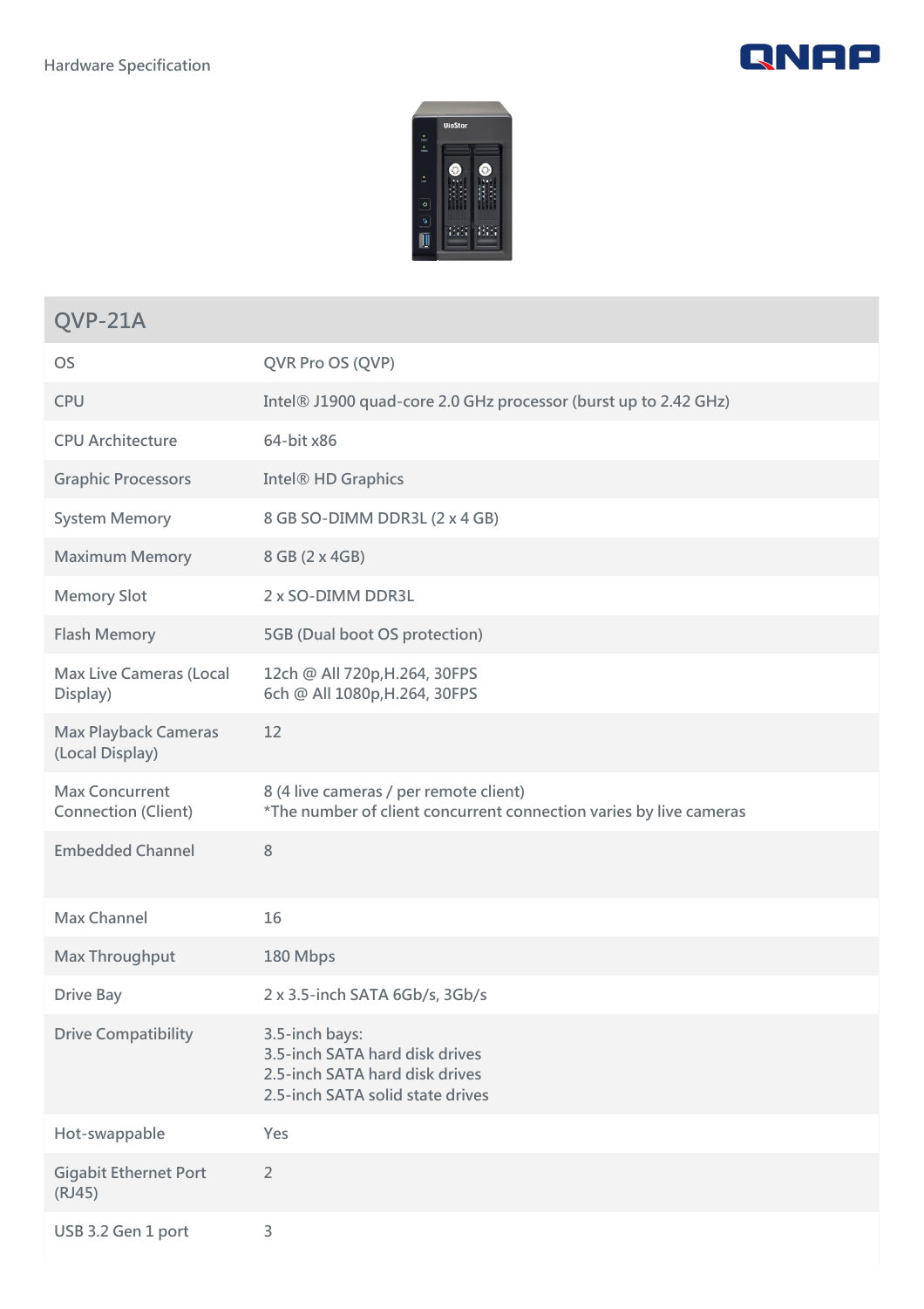Hardware Specification

| QVP-21A | |
| --- | --- |
| OS | QVR Pro OS (QVP) |
| CPU | Intel® J1900 quad-core 2.0 GHz processor (burst up to 2.42 GHz) |
| CPU Architecture | 64-bit x86 |
| Graphic Processors | Intel® HD Graphics |
| System Memory | 8 GB SO-DIMM DDR3L (2 x 4 GB) |
| Maximum Memory | 8 GB (2 x 4GB) |
| Memory Slot | 2 x SO-DIMM DDR3L |
| Flash Memory | 5GB (Dual boot OS protection) |
| Max Live Cameras (Local Display) | 12ch @ All 720p,H.264, 30FPS<br>6ch @ All 1080p,H.264, 30FPS |
| Max Playback Cameras (Local Display) | 12 |
| Max Concurrent Connection (Client) | 8 (4 live cameras / per remote client)<br>*The number of client concurrent connection varies by live cameras |
| Embedded Channel | 8 |
| Max Channel | 16 |
| Max Throughput | 180 Mbps |
| Drive Bay | 2 x 3.5-inch SATA 6Gb/s, 3Gb/s |
| Drive Compatibility | 3.5-inch bays:<br>3.5-inch SATA hard disk drives<br>2.5-inch SATA hard disk drives<br>2.5-inch SATA solid state drives |
| Hot-swappable | Yes |
| Gigabit Ethernet Port (RJ45) | 2 |
| USB 3.2 Gen 1 port | 3 |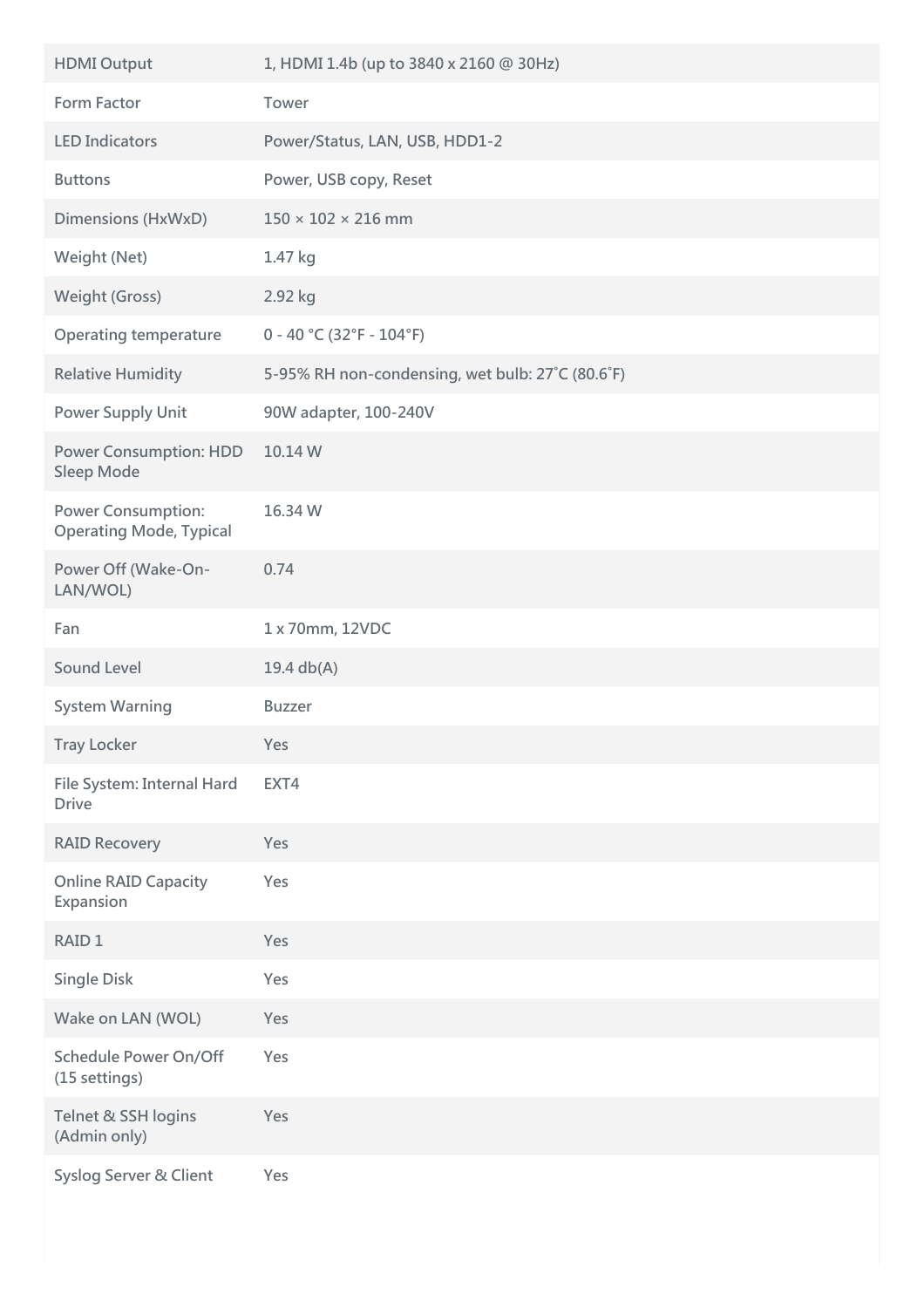| | |
|---|---|
| HDMI Output | 1, HDMI 1.4b (up to 3840 x 2160 @ 30Hz) |
| Form Factor | Tower |
| LED Indicators | Power/Status, LAN, USB, HDD1-2 |
| Buttons | Power, USB copy, Reset |
| Dimensions (HxWxD) | 150 × 102 × 216 mm |
| Weight (Net) | 1.47 kg |
| Weight (Gross) | 2.92 kg |
| Operating temperature | 0 - 40 °C (32°F - 104°F) |
| Relative Humidity | 5-95% RH non-condensing, wet bulb: 27˚C (80.6˚F) |
| Power Supply Unit | 90W adapter, 100-240V |
| Power Consumption: HDD Sleep Mode | 10.14 W |
| Power Consumption: Operating Mode, Typical | 16.34 W |
| Power Off (Wake-On-LAN/WOL) | 0.74 |
| Fan | 1 x 70mm, 12VDC |
| Sound Level | 19.4 db(A) |
| System Warning | Buzzer |
| Tray Locker | Yes |
| File System: Internal Hard Drive | EXT4 |
| RAID Recovery | Yes |
| Online RAID Capacity Expansion | Yes |
| RAID 1 | Yes |
| Single Disk | Yes |
| Wake on LAN (WOL) | Yes |
| Schedule Power On/Off (15 settings) | Yes |
| Telnet & SSH logins (Admin only) | Yes |
| Syslog Server & Client | Yes |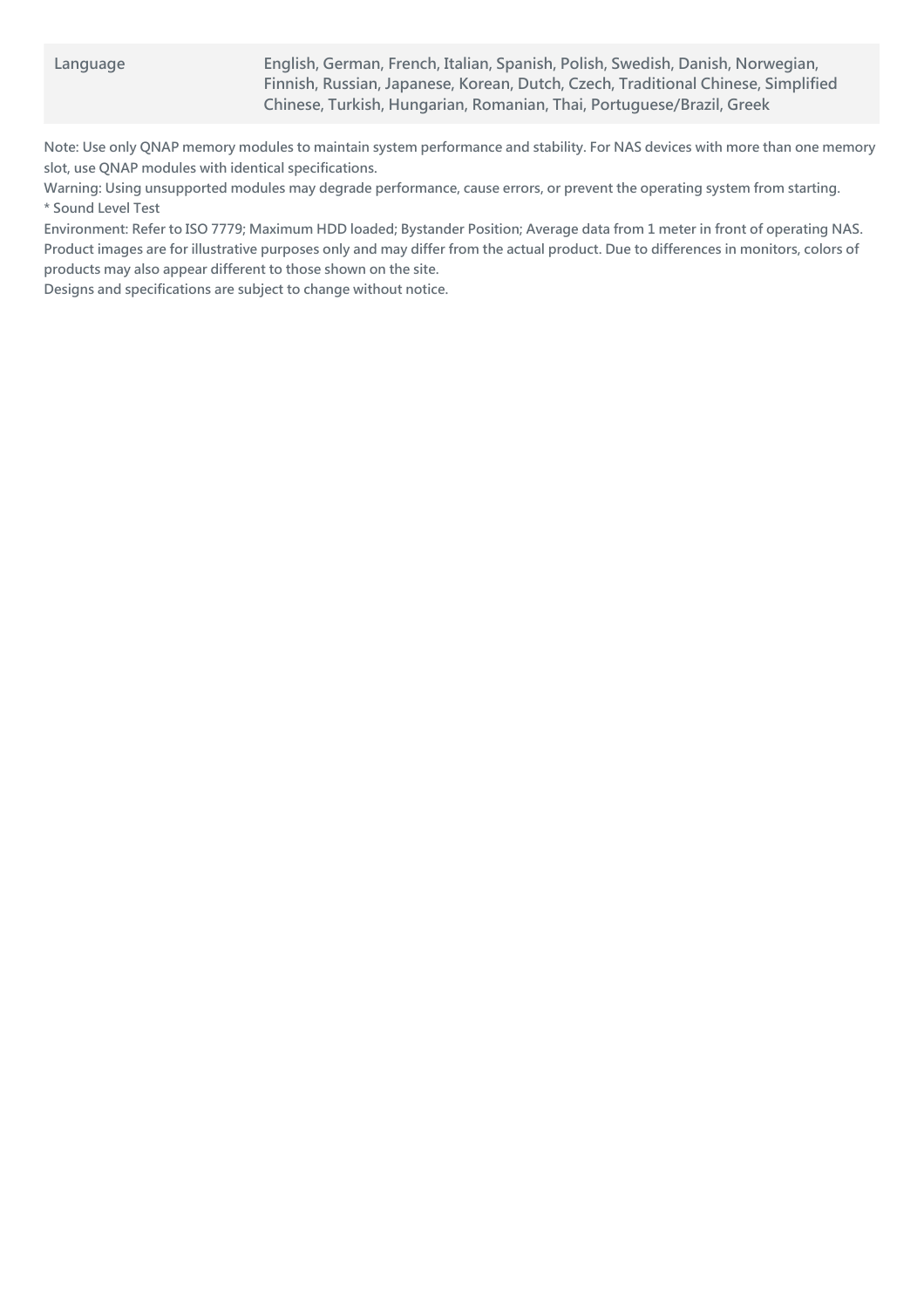| | |
|---|---|
| Language | English, German, French, Italian, Spanish, Polish, Swedish, Danish, Norwegian, Finnish, Russian, Japanese, Korean, Dutch, Czech, Traditional Chinese, Simplified Chinese, Turkish, Hungarian, Romanian, Thai, Portuguese/Brazil, Greek |

Note: Use only QNAP memory modules to maintain system performance and stability. For NAS devices with more than one memory slot, use QNAP modules with identical specifications.

Warning: Using unsupported modules may degrade performance, cause errors, or prevent the operating system from starting.

* Sound Level Test

Environment: Refer to ISO 7779; Maximum HDD loaded; Bystander Position; Average data from 1 meter in front of operating NAS.

Product images are for illustrative purposes only and may differ from the actual product. Due to differences in monitors, colors of products may also appear different to those shown on the site.

Designs and specifications are subject to change without notice.